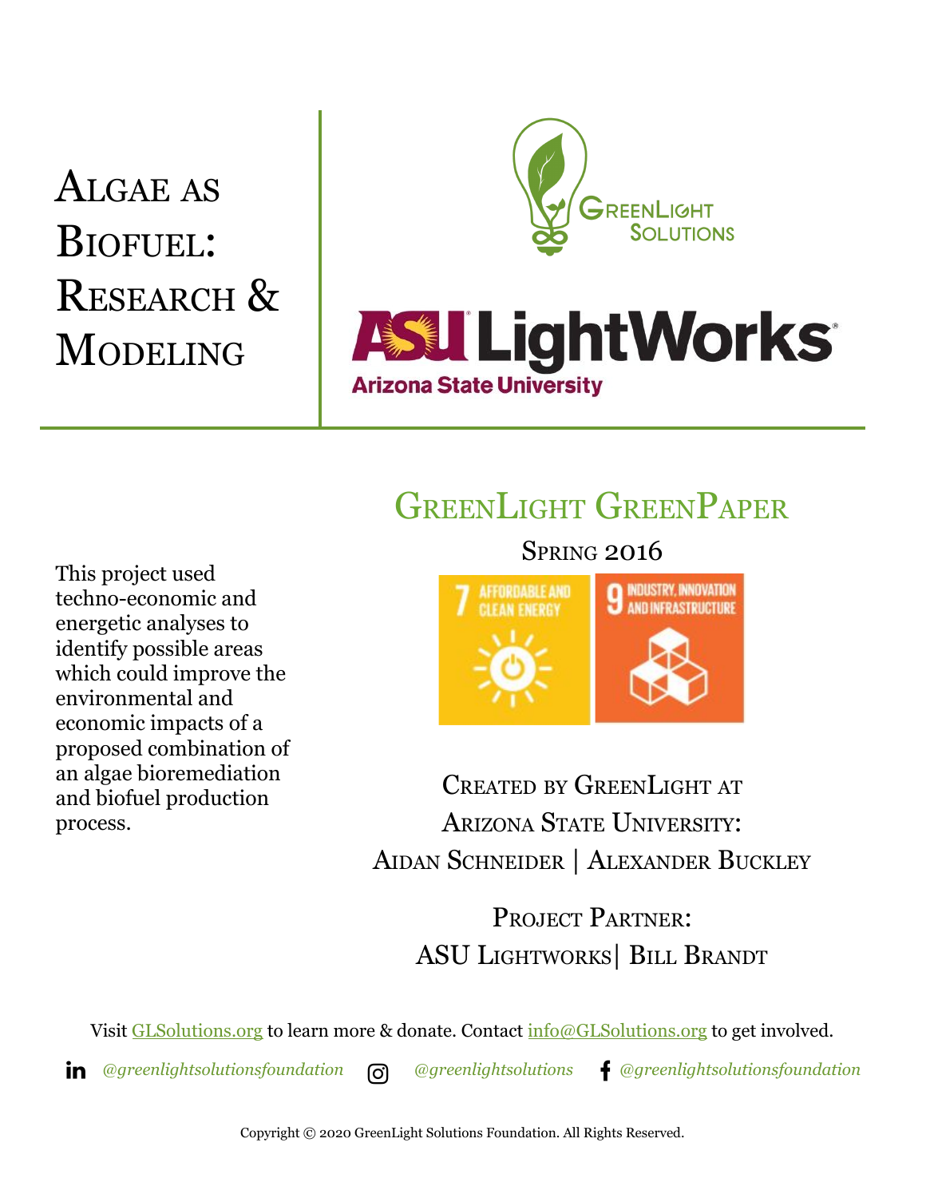# Algae as Biofuel: Research & Modeling

GreenLight Solutions

ASU LightWorks

Arizona State University

## GreenLight GreenPaper

Spring 2016

7 AFFORDABLE AND CLEAN ENERGY

9 INDUSTRY, INNOVATION AND INFRASTRUCTURE

This project used techno-economic and energetic analyses to identify possible areas which could improve the environmental and economic impacts of a proposed combination of an algae bioremediation and biofuel production process.

Created by GreenLight at Arizona State University:
Aidan Schneider | Alexander Buckley

Project Partner:
ASU Lightworks| Bill Brandt

Visit GLSolutions.org to learn more & donate. Contact info@GLSolutions.org to get involved.

*@greenlightsolutionsfoundation* *@greenlightsolutions* *@greenlightsolutionsfoundation*

Copyright © 2020 GreenLight Solutions Foundation. All Rights Reserved.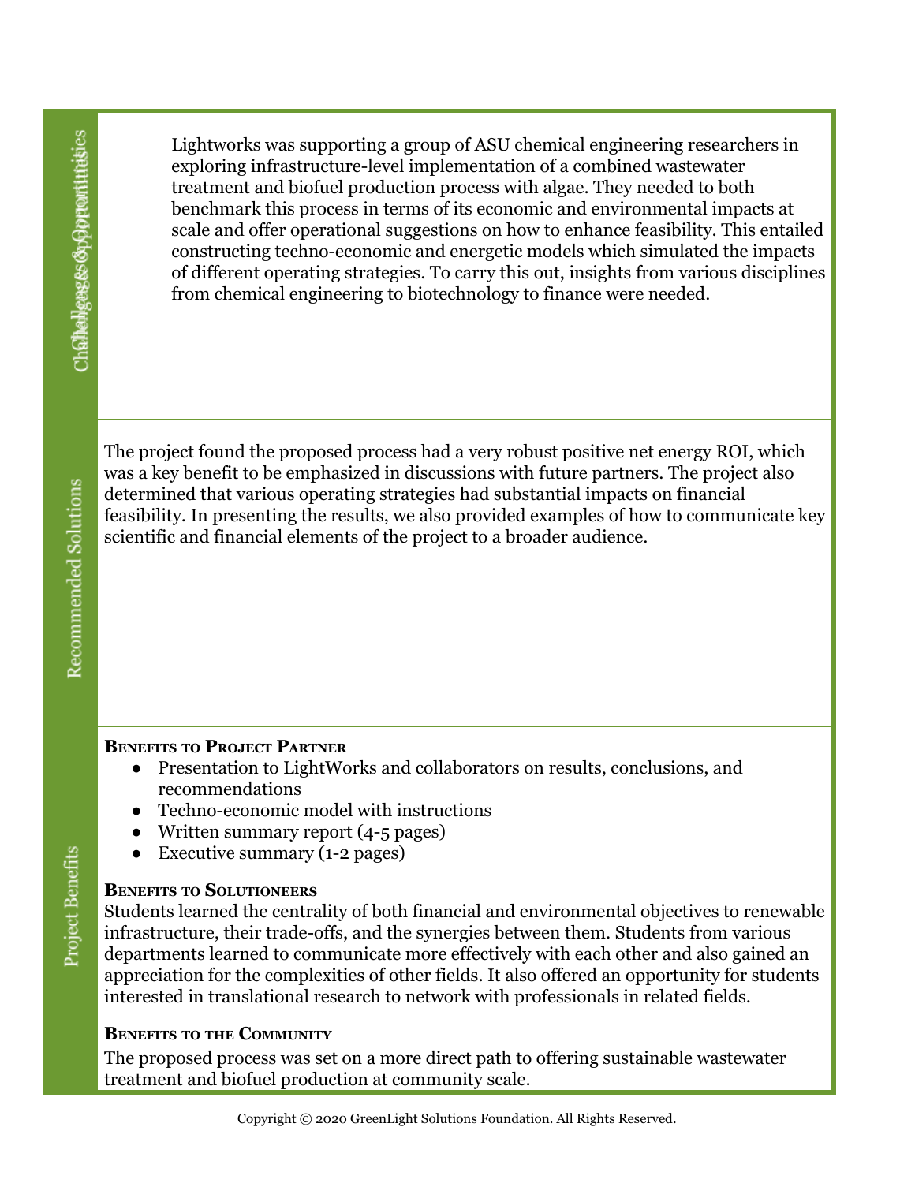## Challenges & Opportunities

Lightworks was supporting a group of ASU chemical engineering researchers in exploring infrastructure-level implementation of a combined wastewater treatment and biofuel production process with algae. They needed to both benchmark this process in terms of its economic and environmental impacts at scale and offer operational suggestions on how to enhance feasibility. This entailed constructing techno-economic and energetic models which simulated the impacts of different operating strategies. To carry this out, insights from various disciplines from chemical engineering to biotechnology to finance were needed.

## Recommended Solutions

The project found the proposed process had a very robust positive net energy ROI, which was a key benefit to be emphasized in discussions with future partners. The project also determined that various operating strategies had substantial impacts on financial feasibility. In presenting the results, we also provided examples of how to communicate key scientific and financial elements of the project to a broader audience.

## Project Benefits

**Benefits to Project Partner**

- Presentation to LightWorks and collaborators on results, conclusions, and recommendations
- Techno-economic model with instructions
- Written summary report (4-5 pages)
- Executive summary (1-2 pages)

**Benefits to Solutioneers**

Students learned the centrality of both financial and environmental objectives to renewable infrastructure, their trade-offs, and the synergies between them. Students from various departments learned to communicate more effectively with each other and also gained an appreciation for the complexities of other fields. It also offered an opportunity for students interested in translational research to network with professionals in related fields.

**Benefits to the Community**

The proposed process was set on a more direct path to offering sustainable wastewater treatment and biofuel production at community scale.

Copyright © 2020 GreenLight Solutions Foundation. All Rights Reserved.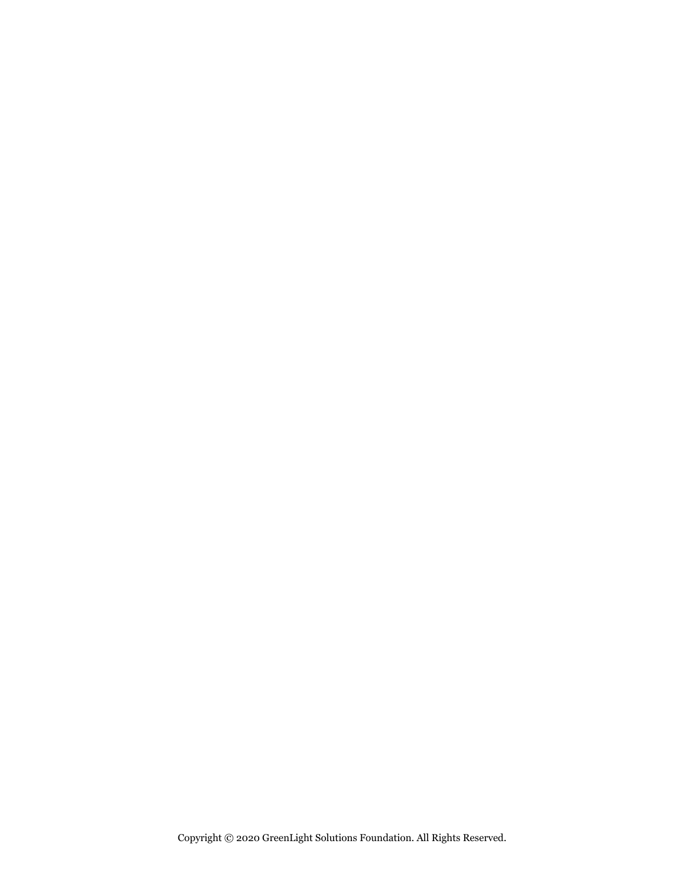Copyright © 2020 GreenLight Solutions Foundation. All Rights Reserved.